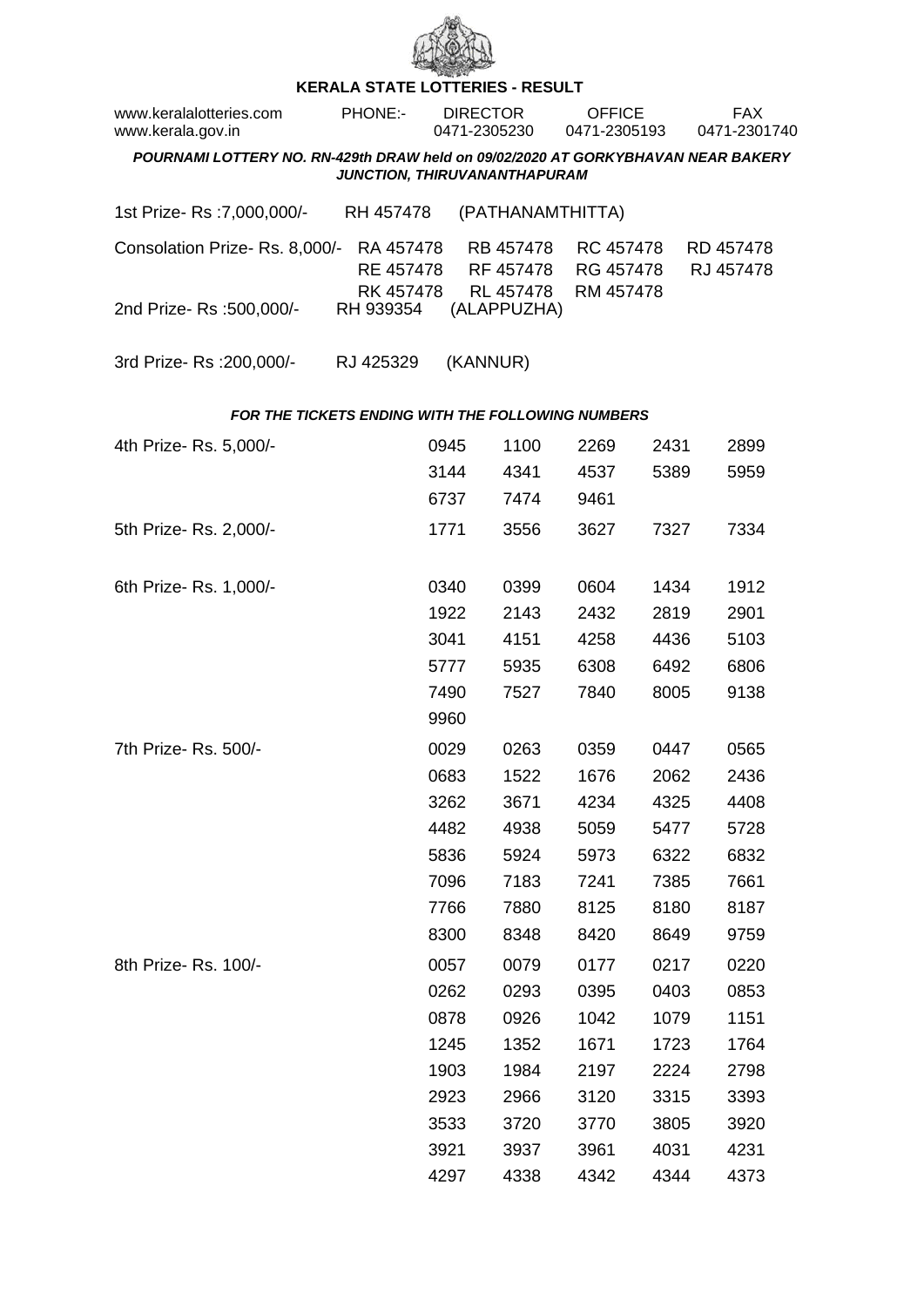## KERALA STATE LOTTERIES - RESULT

| www.keralalotteries.com | PHONE:- | DIRECTOR | OFFICE | FAX |
|---|---|---|---|---|
| www.kerala.gov.in | | 0471-2305230 | 0471-2305193 | 0471-2301740 |

***POURNAMI LOTTERY NO. RN-429th DRAW held on 09/02/2020 AT GORKYBHAVAN NEAR BAKERY JUNCTION, THIRUVANANTHAPURAM***

1st Prize- Rs :7,000,000/- RH 457478 (PATHANAMTHITTA)

Consolation Prize- Rs. 8,000/- RA 457478 RB 457478 RC 457478 RD 457478 RE 457478 RF 457478 RG 457478 RJ 457478 RK 457478 RL 457478 RM 457478

2nd Prize- Rs :500,000/- RH 939354 (ALAPPUZHA)

3rd Prize- Rs :200,000/- RJ 425329 (KANNUR)

***FOR THE TICKETS ENDING WITH THE FOLLOWING NUMBERS***

4th Prize- Rs. 5,000/-

0945 1100 2269 2431 2899 3144 4341 4537 5389 5959 6737 7474 9461

5th Prize- Rs. 2,000/-

1771 3556 3627 7327 7334

6th Prize- Rs. 1,000/-

0340 0399 0604 1434 1912 1922 2143 2432 2819 2901 3041 4151 4258 4436 5103 5777 5935 6308 6492 6806 7490 7527 7840 8005 9138 9960

7th Prize- Rs. 500/-

0029 0263 0359 0447 0565 0683 1522 1676 2062 2436 3262 3671 4234 4325 4408 4482 4938 5059 5477 5728 5836 5924 5973 6322 6832 7096 7183 7241 7385 7661 7766 7880 8125 8180 8187 8300 8348 8420 8649 9759

8th Prize- Rs. 100/-

0057 0079 0177 0217 0220 0262 0293 0395 0403 0853 0878 0926 1042 1079 1151 1245 1352 1671 1723 1764 1903 1984 2197 2224 2798 2923 2966 3120 3315 3393 3533 3720 3770 3805 3920 3921 3937 3961 4031 4231 4297 4338 4342 4344 4373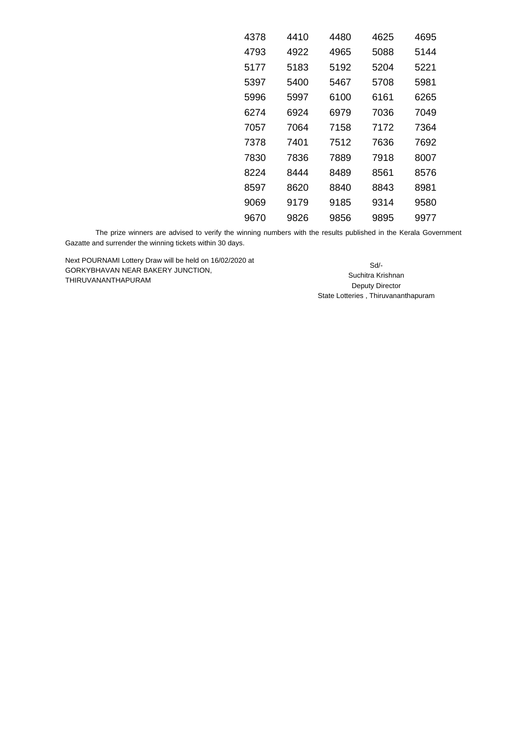| | | | | |
|---|---|---|---|---|
| 4378 | 4410 | 4480 | 4625 | 4695 |
| 4793 | 4922 | 4965 | 5088 | 5144 |
| 5177 | 5183 | 5192 | 5204 | 5221 |
| 5397 | 5400 | 5467 | 5708 | 5981 |
| 5996 | 5997 | 6100 | 6161 | 6265 |
| 6274 | 6924 | 6979 | 7036 | 7049 |
| 7057 | 7064 | 7158 | 7172 | 7364 |
| 7378 | 7401 | 7512 | 7636 | 7692 |
| 7830 | 7836 | 7889 | 7918 | 8007 |
| 8224 | 8444 | 8489 | 8561 | 8576 |
| 8597 | 8620 | 8840 | 8843 | 8981 |
| 9069 | 9179 | 9185 | 9314 | 9580 |
| 9670 | 9826 | 9856 | 9895 | 9977 |

The prize winners are advised to verify the winning numbers with the results published in the Kerala Government Gazatte and surrender the winning tickets within 30 days.

Next POURNAMI Lottery Draw will be held on 16/02/2020 at GORKYBHAVAN NEAR BAKERY JUNCTION, THIRUVANANTHAPURAM

Sd/-
Suchitra Krishnan
Deputy Director
State Lotteries , Thiruvananthapuram